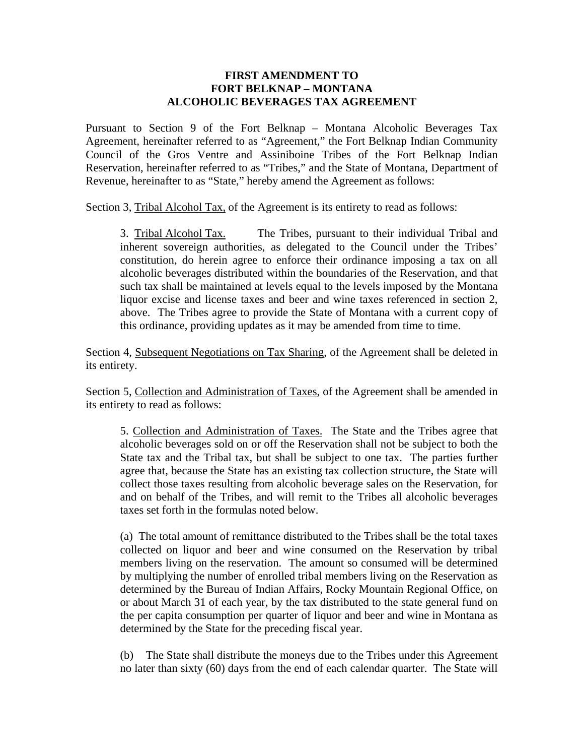**FIRST AMENDMENT TO**
**FORT BELKNAP – MONTANA**
**ALCOHOLIC BEVERAGES TAX AGREEMENT**

Pursuant to Section 9 of the Fort Belknap – Montana Alcoholic Beverages Tax Agreement, hereinafter referred to as "Agreement," the Fort Belknap Indian Community Council of the Gros Ventre and Assiniboine Tribes of the Fort Belknap Indian Reservation, hereinafter referred to as "Tribes," and the State of Montana, Department of Revenue, hereinafter to as "State," hereby amend the Agreement as follows:

Section 3, Tribal Alcohol Tax, of the Agreement is its entirety to read as follows:

> 3. Tribal Alcohol Tax. The Tribes, pursuant to their individual Tribal and inherent sovereign authorities, as delegated to the Council under the Tribes' constitution, do herein agree to enforce their ordinance imposing a tax on all alcoholic beverages distributed within the boundaries of the Reservation, and that such tax shall be maintained at levels equal to the levels imposed by the Montana liquor excise and license taxes and beer and wine taxes referenced in section 2, above. The Tribes agree to provide the State of Montana with a current copy of this ordinance, providing updates as it may be amended from time to time.

Section 4, Subsequent Negotiations on Tax Sharing, of the Agreement shall be deleted in its entirety.

Section 5, Collection and Administration of Taxes, of the Agreement shall be amended in its entirety to read as follows:

> 5. Collection and Administration of Taxes. The State and the Tribes agree that alcoholic beverages sold on or off the Reservation shall not be subject to both the State tax and the Tribal tax, but shall be subject to one tax. The parties further agree that, because the State has an existing tax collection structure, the State will collect those taxes resulting from alcoholic beverage sales on the Reservation, for and on behalf of the Tribes, and will remit to the Tribes all alcoholic beverages taxes set forth in the formulas noted below.
>
> (a) The total amount of remittance distributed to the Tribes shall be the total taxes collected on liquor and beer and wine consumed on the Reservation by tribal members living on the reservation. The amount so consumed will be determined by multiplying the number of enrolled tribal members living on the Reservation as determined by the Bureau of Indian Affairs, Rocky Mountain Regional Office, on or about March 31 of each year, by the tax distributed to the state general fund on the per capita consumption per quarter of liquor and beer and wine in Montana as determined by the State for the preceding fiscal year.
>
> (b) The State shall distribute the moneys due to the Tribes under this Agreement no later than sixty (60) days from the end of each calendar quarter. The State will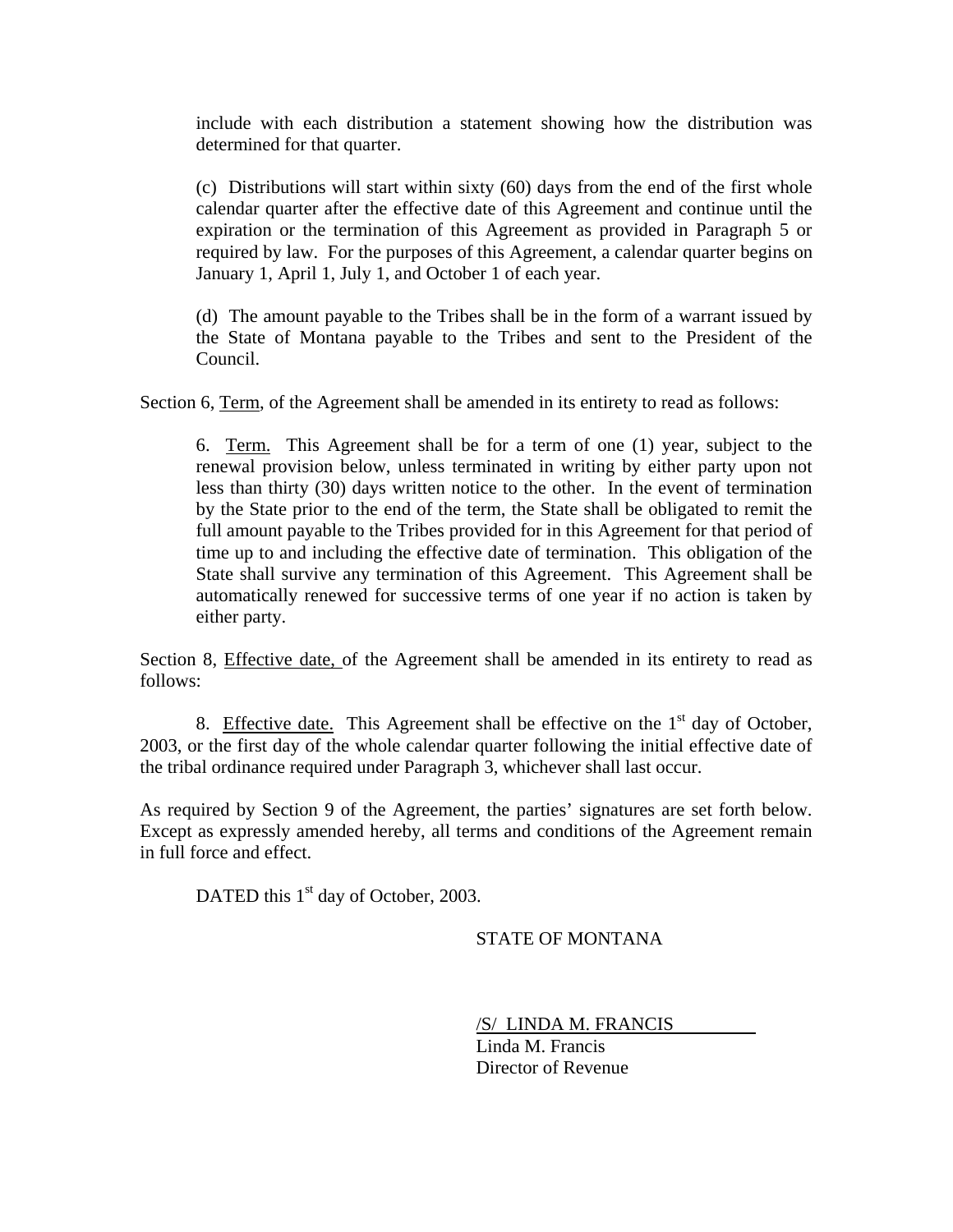include with each distribution a statement showing how the distribution was determined for that quarter.

(c) Distributions will start within sixty (60) days from the end of the first whole calendar quarter after the effective date of this Agreement and continue until the expiration or the termination of this Agreement as provided in Paragraph 5 or required by law. For the purposes of this Agreement, a calendar quarter begins on January 1, April 1, July 1, and October 1 of each year.

(d) The amount payable to the Tribes shall be in the form of a warrant issued by the State of Montana payable to the Tribes and sent to the President of the Council.

Section 6, Term, of the Agreement shall be amended in its entirety to read as follows:

6. Term. This Agreement shall be for a term of one (1) year, subject to the renewal provision below, unless terminated in writing by either party upon not less than thirty (30) days written notice to the other. In the event of termination by the State prior to the end of the term, the State shall be obligated to remit the full amount payable to the Tribes provided for in this Agreement for that period of time up to and including the effective date of termination. This obligation of the State shall survive any termination of this Agreement. This Agreement shall be automatically renewed for successive terms of one year if no action is taken by either party.

Section 8, Effective date, of the Agreement shall be amended in its entirety to read as follows:

8. Effective date. This Agreement shall be effective on the 1st day of October, 2003, or the first day of the whole calendar quarter following the initial effective date of the tribal ordinance required under Paragraph 3, whichever shall last occur.

As required by Section 9 of the Agreement, the parties' signatures are set forth below. Except as expressly amended hereby, all terms and conditions of the Agreement remain in full force and effect.

DATED this 1st day of October, 2003.

STATE OF MONTANA

/S/ LINDA M. FRANCIS

Linda M. Francis
Director of Revenue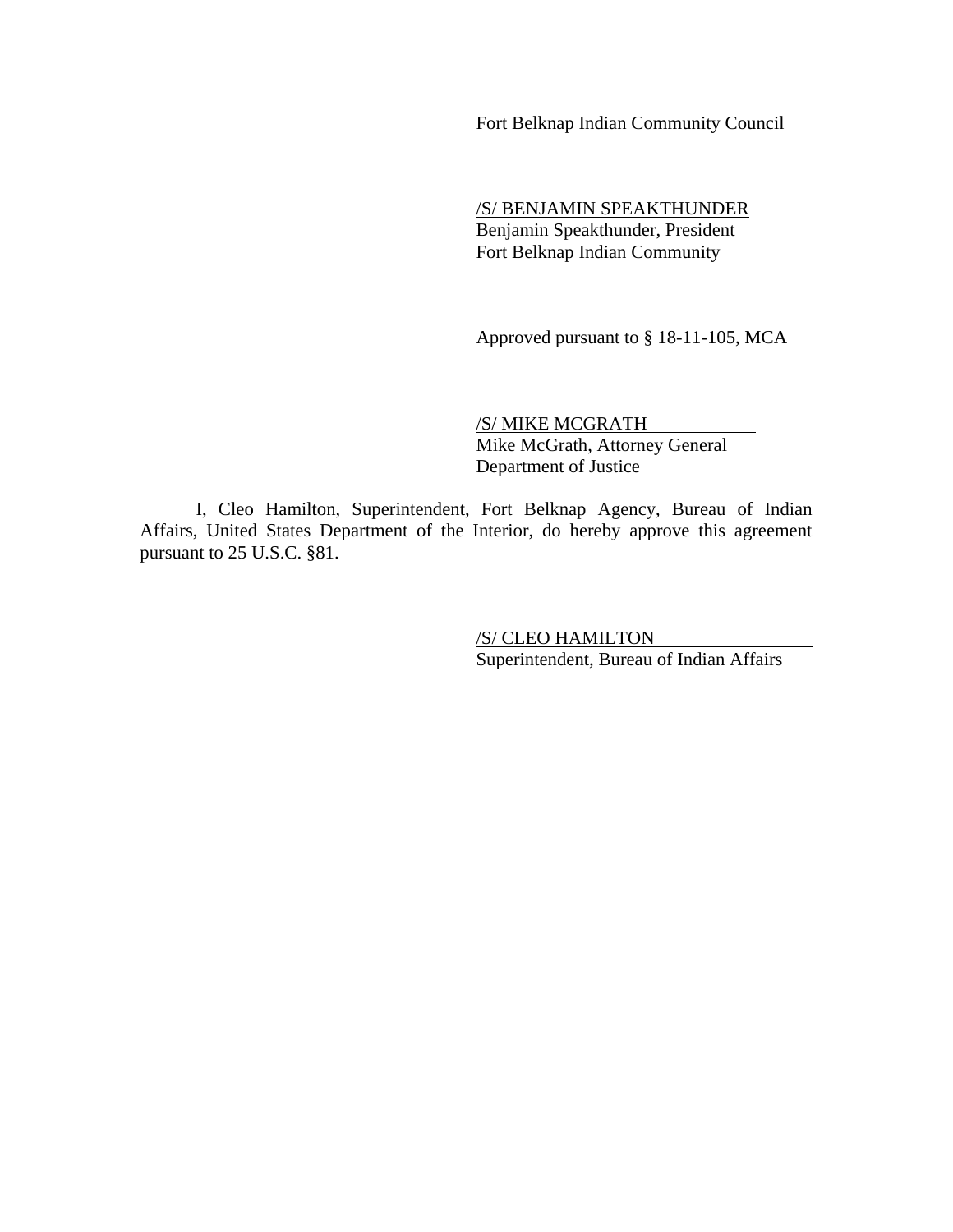Fort Belknap Indian Community Council

/S/ BENJAMIN SPEAKTHUNDER
Benjamin Speakthunder, President
Fort Belknap Indian Community

Approved pursuant to § 18-11-105, MCA

/S/ MIKE MCGRATH
Mike McGrath, Attorney General
Department of Justice

I, Cleo Hamilton, Superintendent, Fort Belknap Agency, Bureau of Indian Affairs, United States Department of the Interior, do hereby approve this agreement pursuant to 25 U.S.C. §81.

/S/ CLEO HAMILTON
Superintendent, Bureau of Indian Affairs